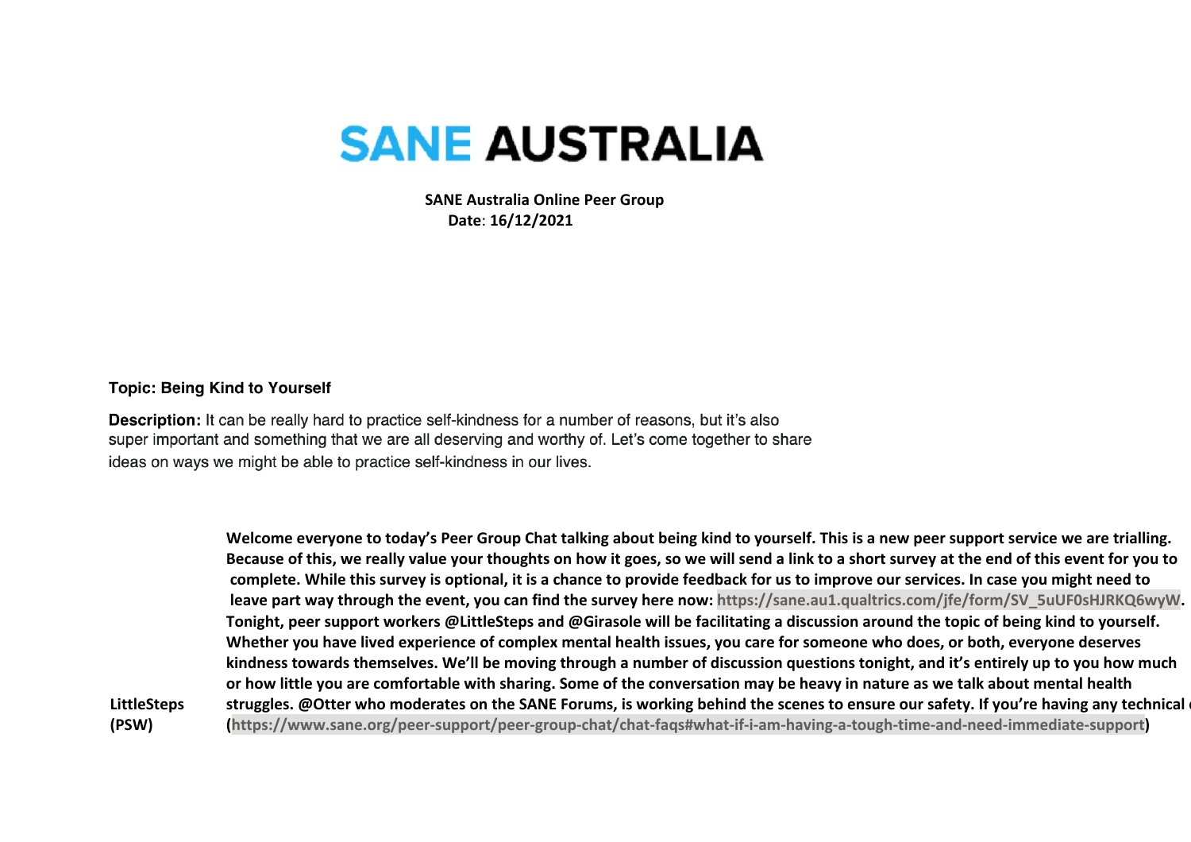# SANE AUSTRALIA

**SANE Australia Online Peer Group**
**Date: 16/12/2021**

**Topic: Being Kind to Yourself**

**Description:** It can be really hard to practice self-kindness for a number of reasons, but it's also super important and something that we are all deserving and worthy of. Let's come together to share ideas on ways we might be able to practice self-kindness in our lives.

| | |
|---|---|
| **LittleSteps (PSW)** | **Welcome everyone to today's Peer Group Chat talking about being kind to yourself. This is a new peer support service we are trialling. Because of this, we really value your thoughts on how it goes, so we will send a link to a short survey at the end of this event for you to complete. While this survey is optional, it is a chance to provide feedback for us to improve our services. In case you might need to leave part way through the event, you can find the survey here now: https://sane.au1.qualtrics.com/jfe/form/SV_5uUF0sHJRKQ6wyW. Tonight, peer support workers @LittleSteps and @Girasole will be facilitating a discussion around the topic of being kind to yourself. Whether you have lived experience of complex mental health issues, you care for someone who does, or both, everyone deserves kindness towards themselves. We'll be moving through a number of discussion questions tonight, and it's entirely up to you how much or how little you are comfortable with sharing. Some of the conversation may be heavy in nature as we talk about mental health struggles. @Otter who moderates on the SANE Forums, is working behind the scenes to ensure our safety. If you're having any technical (https://www.sane.org/peer-support/peer-group-chat/chat-faqs#what-if-i-am-having-a-tough-time-and-need-immediate-support)** |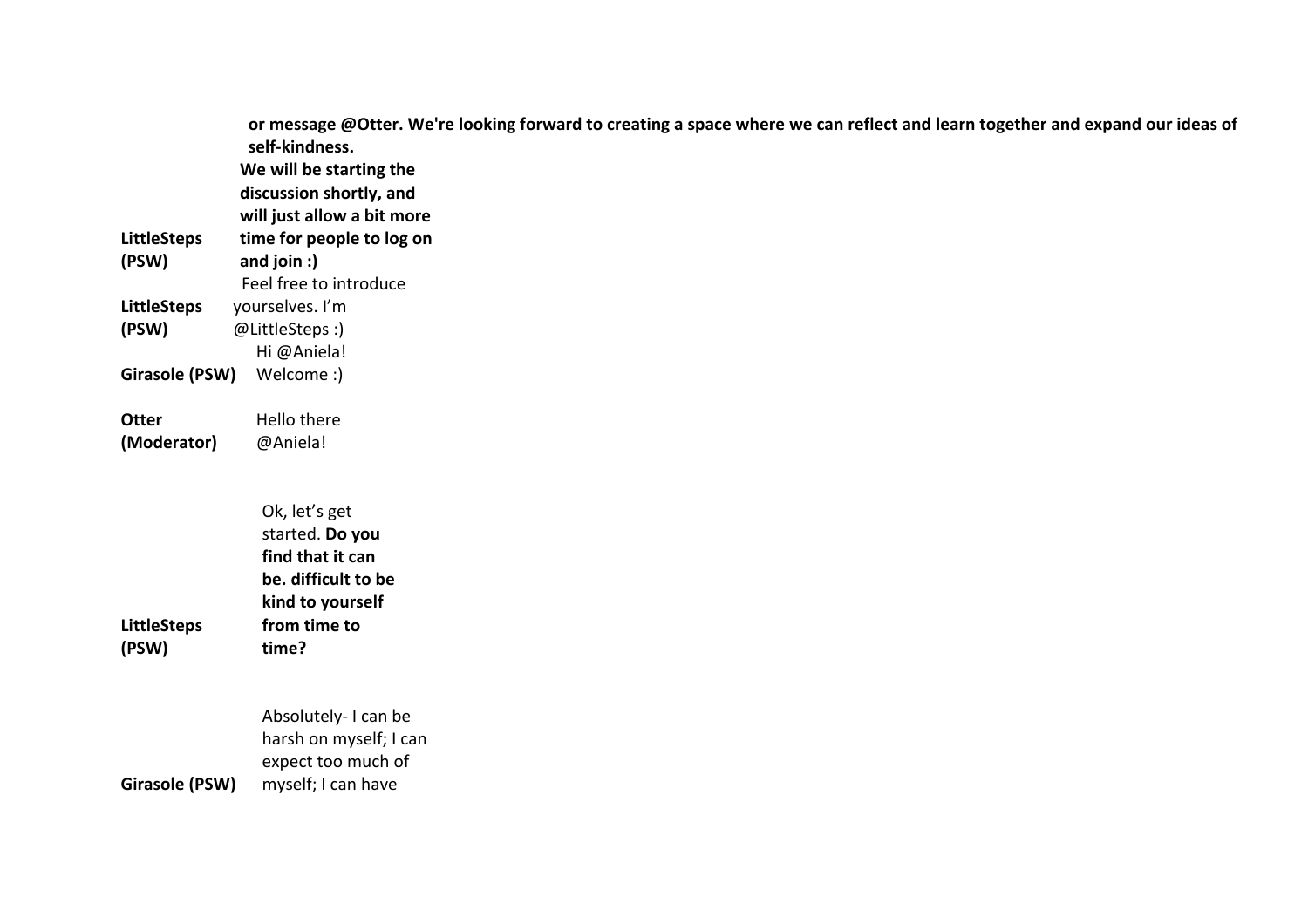**or message @Otter. We're looking forward to creating a space where we can reflect and learn together and expand our ideas of self-kindness.**

| | |
|---|---|
| **LittleSteps (PSW)** | **We will be starting the discussion shortly, and will just allow a bit more time for people to log on and join :)** |
| **LittleSteps (PSW)** | Feel free to introduce yourselves. I'm @LittleSteps :) |
| **Girasole (PSW)** | Hi @Aniela! Welcome :) |
| **Otter (Moderator)** | Hello there @Aniela! |
| **LittleSteps (PSW)** | Ok, let's get started. **Do you find that it can be. difficult to be kind to yourself from time to time?** |
| **Girasole (PSW)** | Absolutely- I can be harsh on myself; I can expect too much of myself; I can have |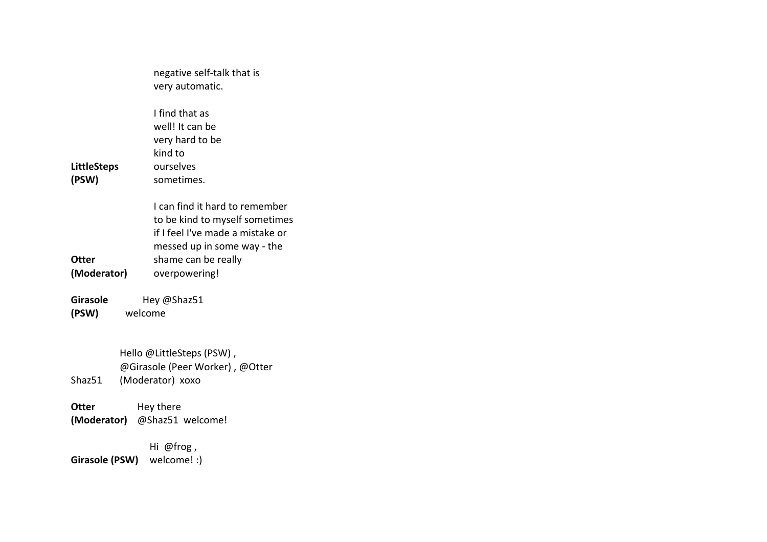negative self-talk that is very automatic.

**LittleSteps (PSW)** I find that as well! It can be very hard to be kind to ourselves sometimes.

**Otter (Moderator)** I can find it hard to remember to be kind to myself sometimes if I feel I've made a mistake or messed up in some way - the shame can be really overpowering!

**Girasole (PSW)** Hey @Shaz51 welcome

Shaz51 Hello @LittleSteps (PSW) , @Girasole (Peer Worker) , @Otter (Moderator) xoxo

**Otter (Moderator)** Hey there @Shaz51 welcome!

**Girasole (PSW)** Hi @frog , welcome! :)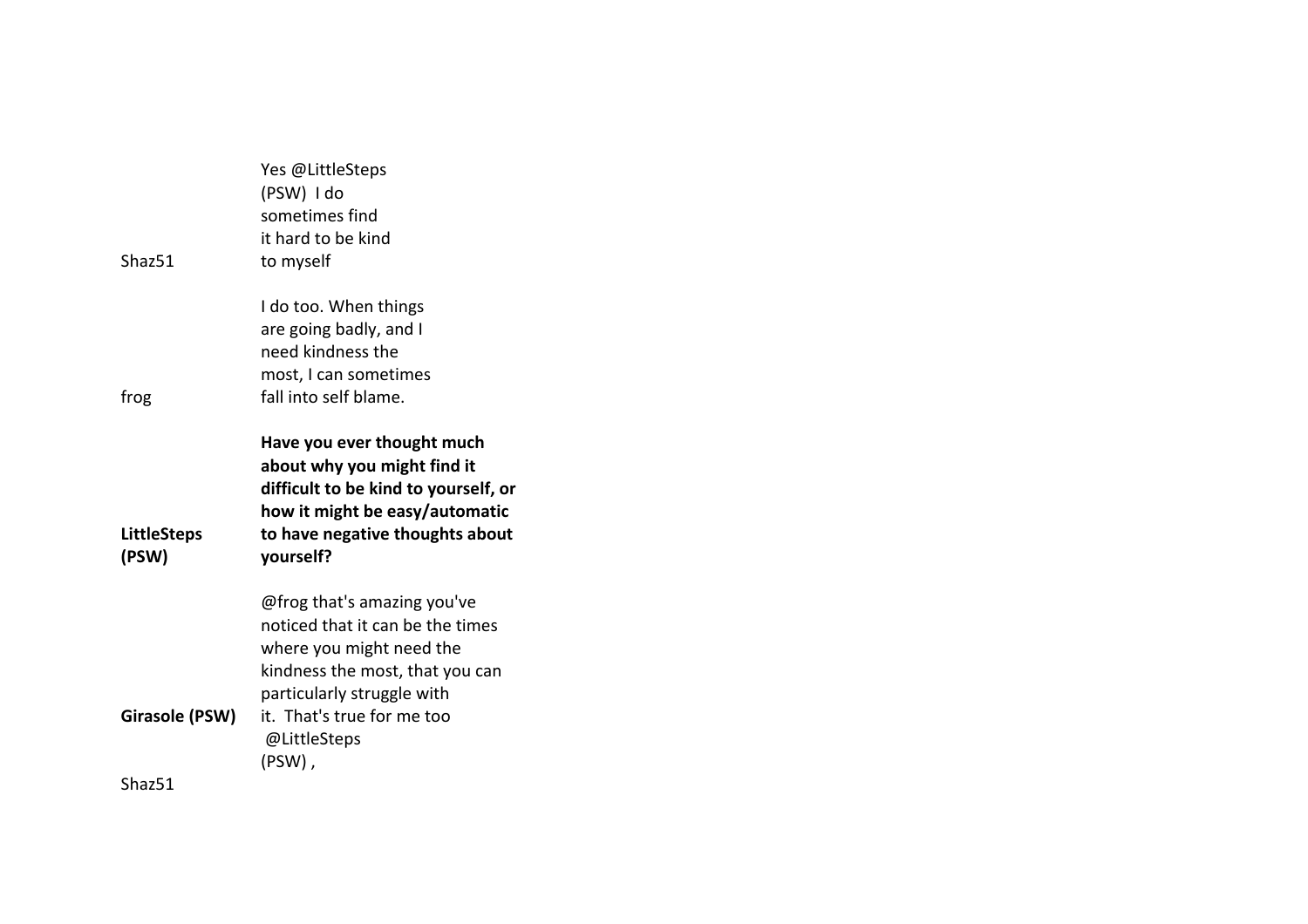| | |
|---|---|
| Shaz51 | Yes @LittleSteps (PSW) I do sometimes find it hard to be kind to myself |
| frog | I do too. When things are going badly, and I need kindness the most, I can sometimes fall into self blame. |
| **LittleSteps (PSW)** | **Have you ever thought much about why you might find it difficult to be kind to yourself, or how it might be easy/automatic to have negative thoughts about yourself?** |
| **Girasole (PSW)** | @frog that's amazing you've noticed that it can be the times where you might need the kindness the most, that you can particularly struggle with it. That's true for me too |
| Shaz51 | @LittleSteps (PSW) , |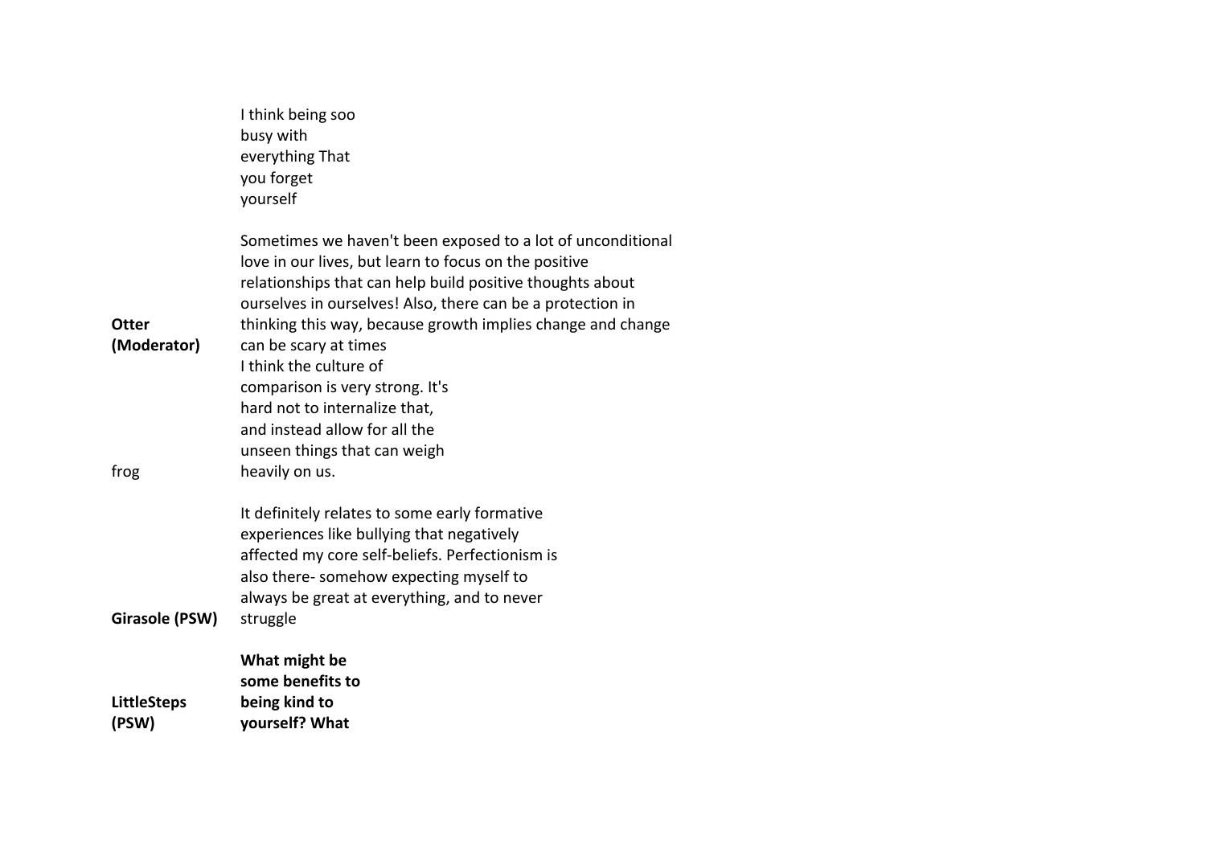| | |
|---|---|
| | I think being soo busy with everything That you forget yourself |
| **Otter (Moderator)** | Sometimes we haven't been exposed to a lot of unconditional love in our lives, but learn to focus on the positive relationships that can help build positive thoughts about ourselves in ourselves! Also, there can be a protection in thinking this way, because growth implies change and change can be scary at times |
| frog | I think the culture of comparison is very strong. It's hard not to internalize that, and instead allow for all the unseen things that can weigh heavily on us. |
| **Girasole (PSW)** | It definitely relates to some early formative experiences like bullying that negatively affected my core self-beliefs. Perfectionism is also there- somehow expecting myself to always be great at everything, and to never struggle |
| **LittleSteps (PSW)** | **What might be some benefits to being kind to yourself? What** |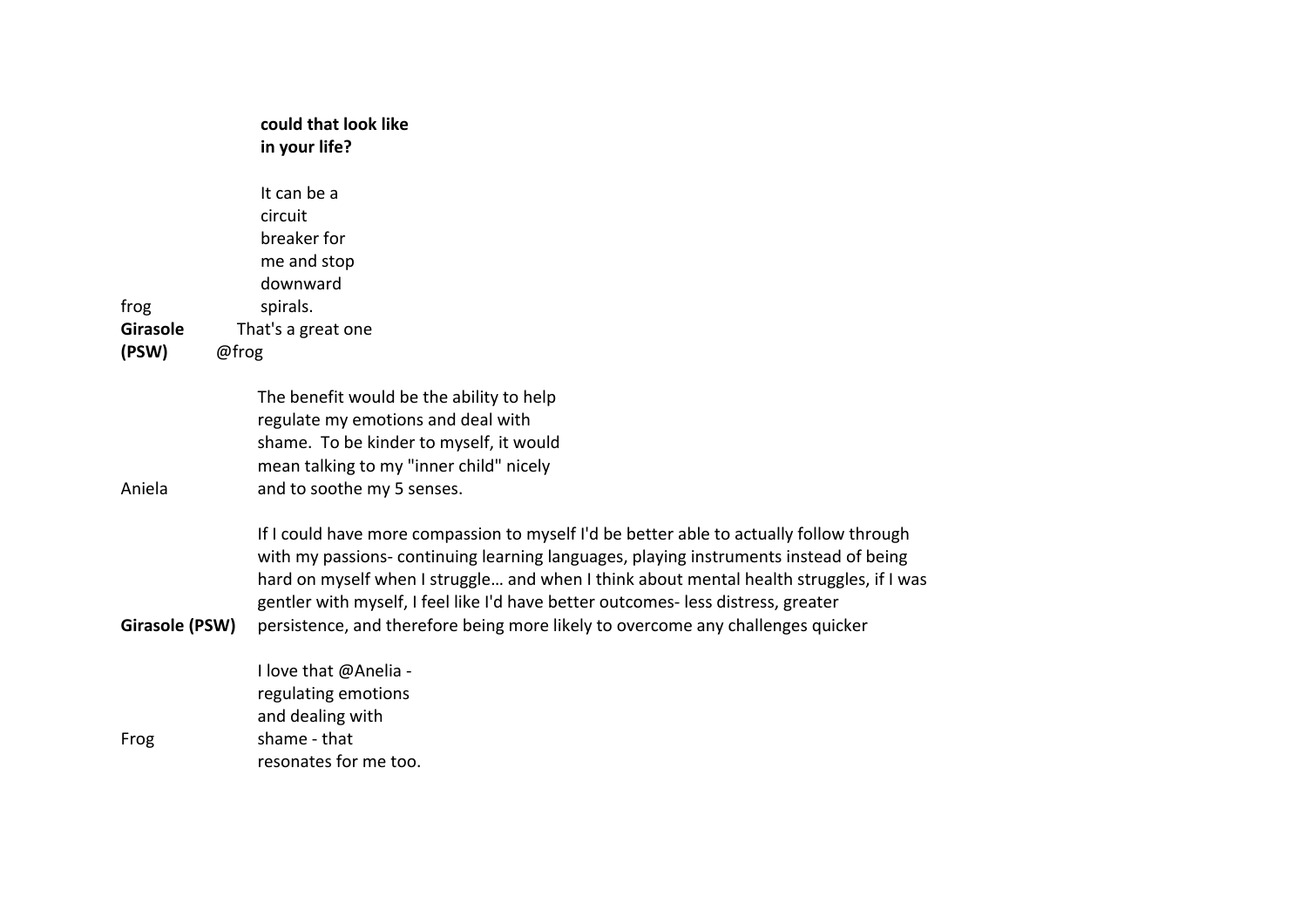**could that look like in your life?**

| | |
|---|---|
| frog | It can be a circuit breaker for me and stop downward spirals. |
| **Girasole (PSW)** | That's a great one @frog |
| Aniela | The benefit would be the ability to help regulate my emotions and deal with shame. To be kinder to myself, it would mean talking to my "inner child" nicely and to soothe my 5 senses. |
| **Girasole (PSW)** | If I could have more compassion to myself I'd be better able to actually follow through with my passions- continuing learning languages, playing instruments instead of being hard on myself when I struggle… and when I think about mental health struggles, if I was gentler with myself, I feel like I'd have better outcomes- less distress, greater persistence, and therefore being more likely to overcome any challenges quicker |
| Frog | I love that @Anelia - regulating emotions and dealing with shame - that resonates for me too. |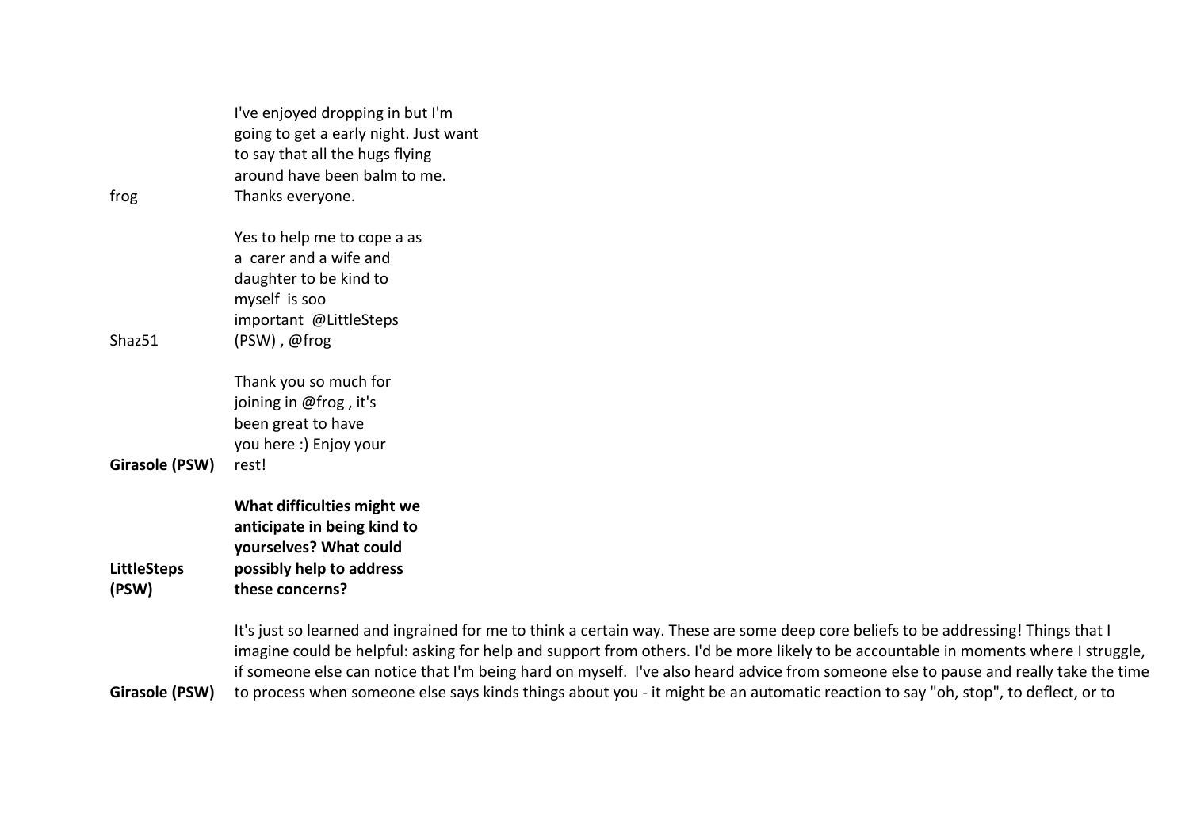frog: I've enjoyed dropping in but I'm going to get a early night. Just want to say that all the hugs flying around have been balm to me. Thanks everyone.

Shaz51: Yes to help me to cope a as a  carer and a wife and daughter to be kind to myself  is soo important  @LittleSteps (PSW) , @frog

**Girasole (PSW)**: Thank you so much for joining in @frog , it's been great to have you here :) Enjoy your rest!

**LittleSteps (PSW)**: **What difficulties might we anticipate in being kind to yourselves? What could possibly help to address these concerns?**

**Girasole (PSW)**: It's just so learned and ingrained for me to think a certain way. These are some deep core beliefs to be addressing! Things that I imagine could be helpful: asking for help and support from others. I'd be more likely to be accountable in moments where I struggle, if someone else can notice that I'm being hard on myself.  I've also heard advice from someone else to pause and really take the time to process when someone else says kinds things about you - it might be an automatic reaction to say "oh, stop", to deflect, or to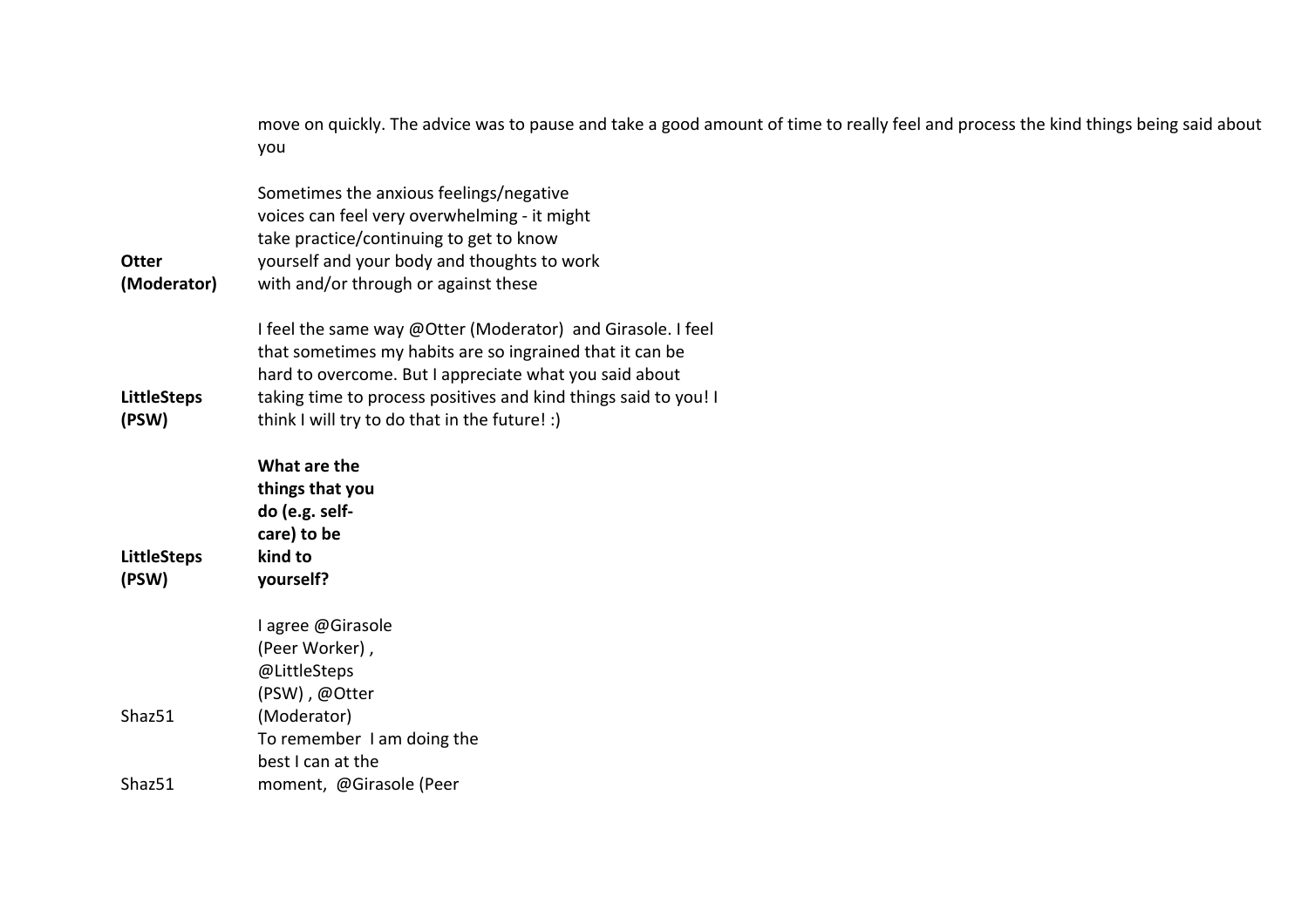| | |
|---|---|
| | move on quickly. The advice was to pause and take a good amount of time to really feel and process the kind things being said about you |
| **Otter (Moderator)** | Sometimes the anxious feelings/negative voices can feel very overwhelming - it might take practice/continuing to get to know yourself and your body and thoughts to work with and/or through or against these |
| **LittleSteps (PSW)** | I feel the same way @Otter (Moderator) and Girasole. I feel that sometimes my habits are so ingrained that it can be hard to overcome. But I appreciate what you said about taking time to process positives and kind things said to you! I think I will try to do that in the future! :) |
| **LittleSteps (PSW)** | **What are the things that you do (e.g. self-care) to be kind to yourself?** |
| Shaz51 | I agree @Girasole (Peer Worker) , @LittleSteps (PSW) , @Otter (Moderator) |
| Shaz51 | To remember I am doing the best I can at the moment, @Girasole (Peer |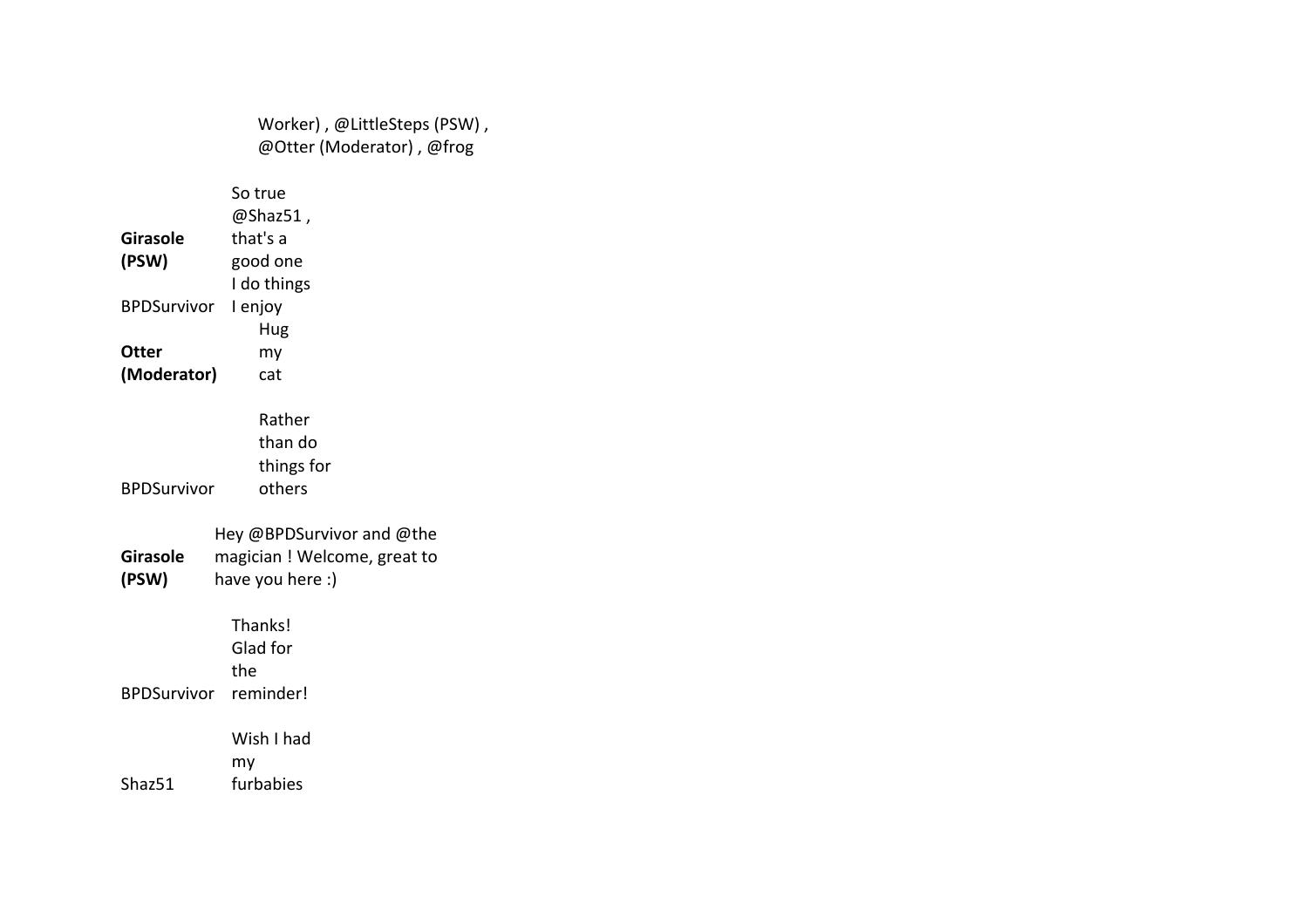Worker) , @LittleSteps (PSW) , @Otter (Moderator) , @frog

| | |
|---|---|
| **Girasole (PSW)** | So true @Shaz51 , that's a good one |
| BPDSurvivor | I do things I enjoy |
| **Otter (Moderator)** | Hug my cat |
| BPDSurvivor | Rather than do things for others |
| **Girasole (PSW)** | Hey @BPDSurvivor and @the magician ! Welcome, great to have you here :) |
| BPDSurvivor | Thanks! Glad for the reminder! |
| Shaz51 | Wish I had my furbabies |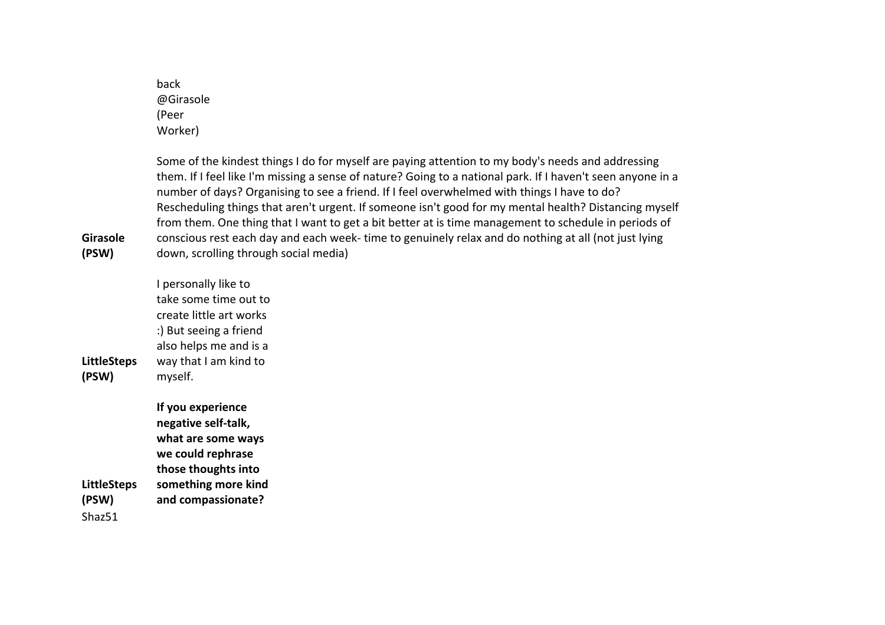| | |
|---|---|
| | back @Girasole (Peer Worker) |
| **Girasole (PSW)** | Some of the kindest things I do for myself are paying attention to my body's needs and addressing them. If I feel like I'm missing a sense of nature? Going to a national park. If I haven't seen anyone in a number of days? Organising to see a friend. If I feel overwhelmed with things I have to do? Rescheduling things that aren't urgent. If someone isn't good for my mental health? Distancing myself from them. One thing that I want to get a bit better at is time management to schedule in periods of conscious rest each day and each week- time to genuinely relax and do nothing at all (not just lying down, scrolling through social media) |
| **LittleSteps (PSW)** | I personally like to take some time out to create little art works :) But seeing a friend also helps me and is a way that I am kind to myself. |
| **LittleSteps (PSW)** | **If you experience negative self-talk, what are some ways we could rephrase those thoughts into something more kind and compassionate?** |
| Shaz51 | |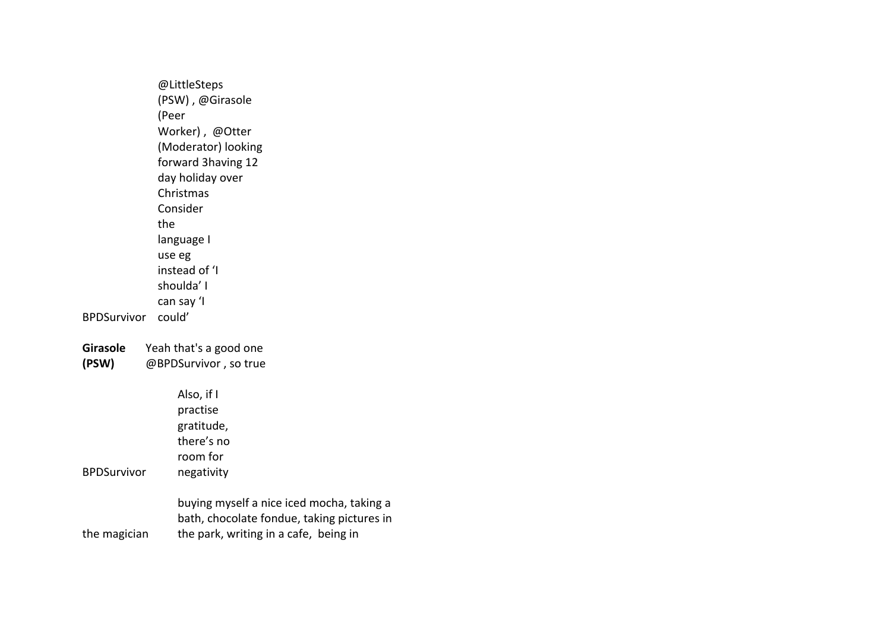| | |
|---|---|
| BPDSurvivor | @LittleSteps (PSW) , @Girasole (Peer Worker) , @Otter (Moderator) looking forward 3having 12 day holiday over Christmas Consider the language I use eg instead of ‘I shoulda’ I can say ‘I could’ |
| **Girasole (PSW)** | Yeah that's a good one @BPDSurvivor , so true |
| BPDSurvivor | Also, if I practise gratitude, there’s no room for negativity |
| the magician | buying myself a nice iced mocha, taking a bath, chocolate fondue, taking pictures in the park, writing in a cafe, being in |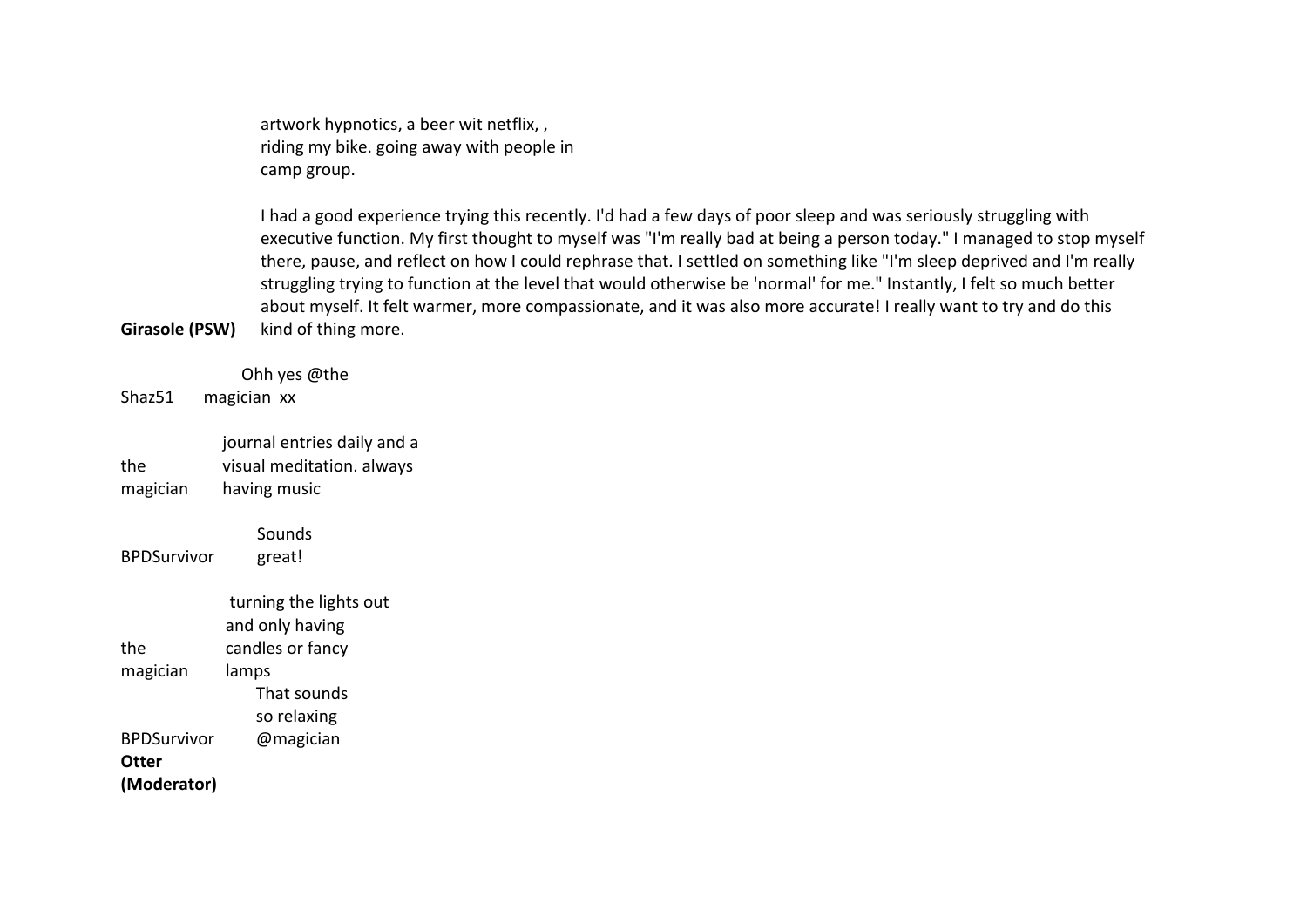| | |
|---|---|
| | artwork hypnotics, a beer wit netflix, , riding my bike. going away with people in camp group. |
| **Girasole (PSW)** | I had a good experience trying this recently. I'd had a few days of poor sleep and was seriously struggling with executive function. My first thought to myself was "I'm really bad at being a person today." I managed to stop myself there, pause, and reflect on how I could rephrase that. I settled on something like "I'm sleep deprived and I'm really struggling trying to function at the level that would otherwise be 'normal' for me." Instantly, I felt so much better about myself. It felt warmer, more compassionate, and it was also more accurate! I really want to try and do this kind of thing more. |
| Shaz51 | Ohh yes @the magician xx |
| the magician | journal entries daily and a visual meditation. always having music |
| BPDSurvivor | Sounds great! |
| the magician | turning the lights out and only having candles or fancy lamps |
| BPDSurvivor | That sounds so relaxing @magician |
| **Otter (Moderator)** | |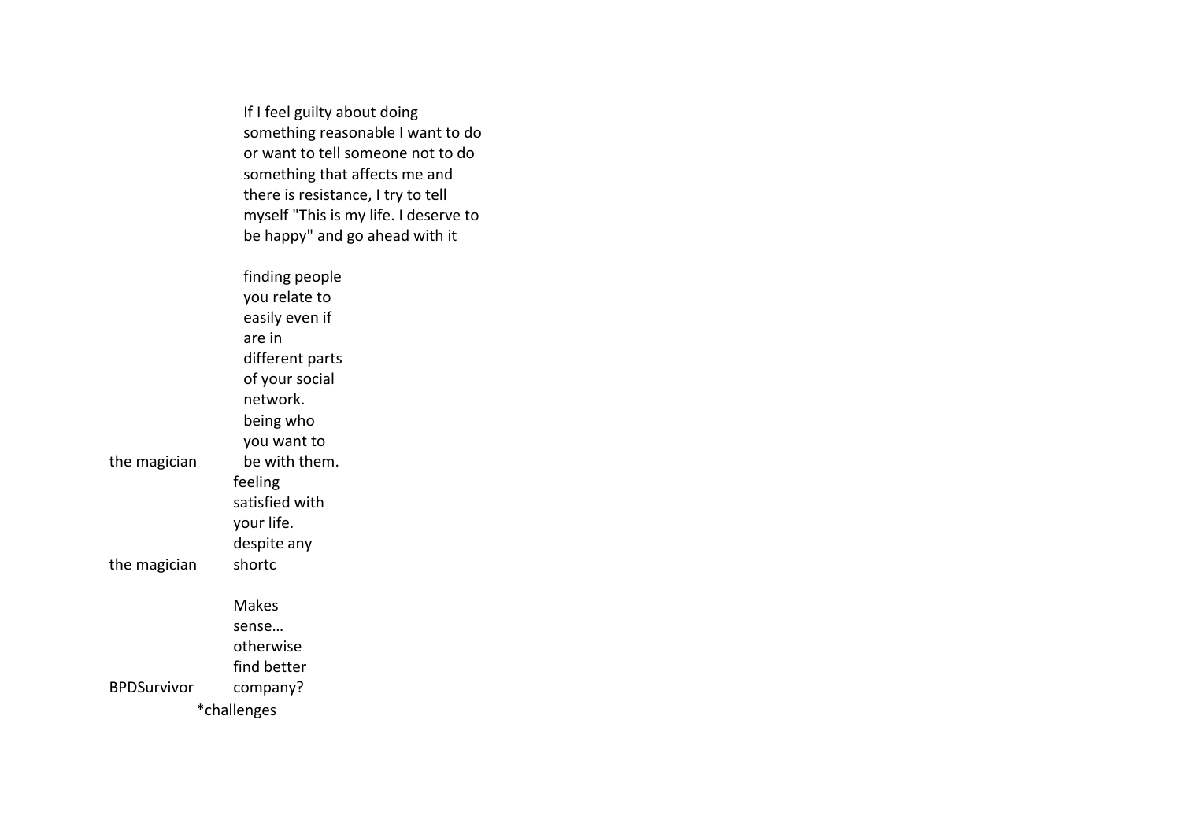If I feel guilty about doing something reasonable I want to do or want to tell someone not to do something that affects me and there is resistance, I try to tell myself "This is my life. I deserve to be happy" and go ahead with it

the magician

finding people you relate to easily even if are in different parts of your social network. being who you want to be with them.

the magician

feeling satisfied with your life. despite any shortc

BPDSurvivor

Makes sense… otherwise find better company?

*challenges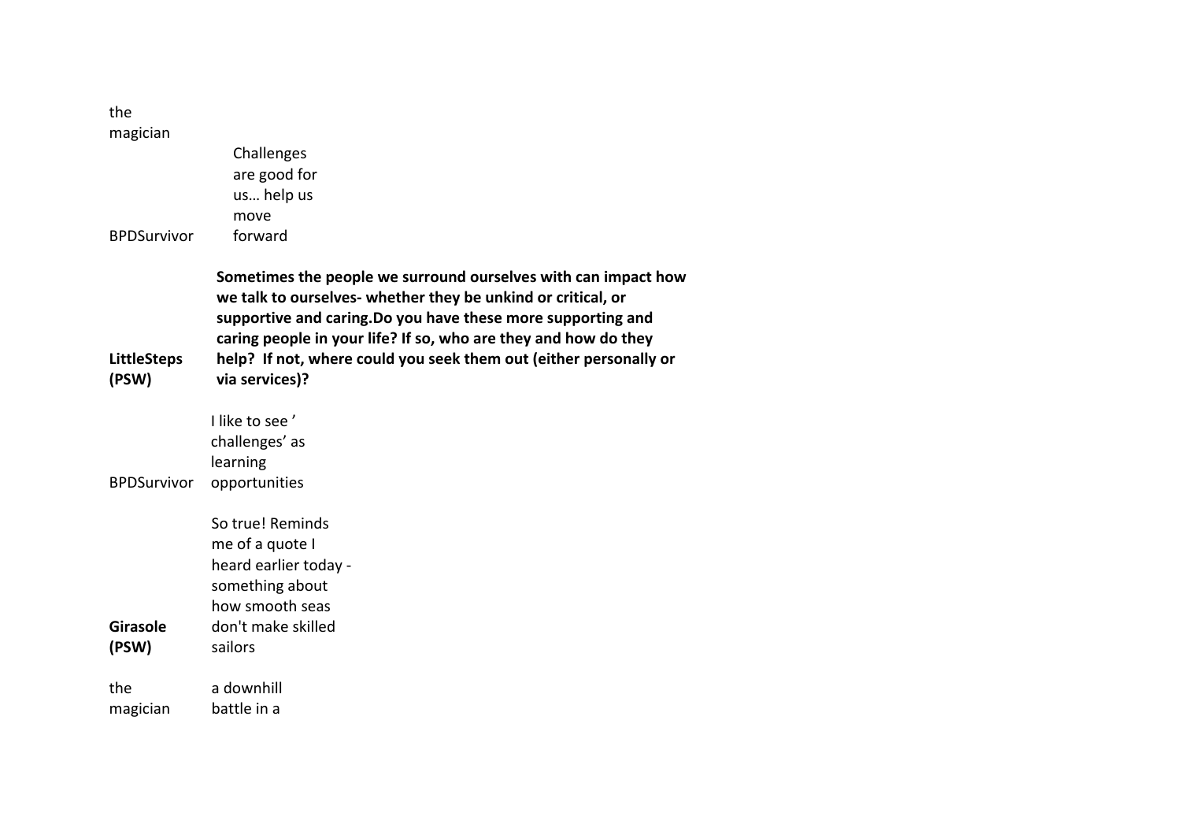the magician

**BPDSurvivor:** Challenges are good for us… help us move forward

**LittleSteps (PSW):** **Sometimes the people we surround ourselves with can impact how we talk to ourselves- whether they be unkind or critical, or supportive and caring.Do you have these more supporting and caring people in your life? If so, who are they and how do they help? If not, where could you seek them out (either personally or via services)?**

**BPDSurvivor:** I like to see ' challenges' as learning opportunities

**Girasole (PSW):** So true! Reminds me of a quote I heard earlier today - something about how smooth seas don't make skilled sailors

**the magician:** a downhill battle in a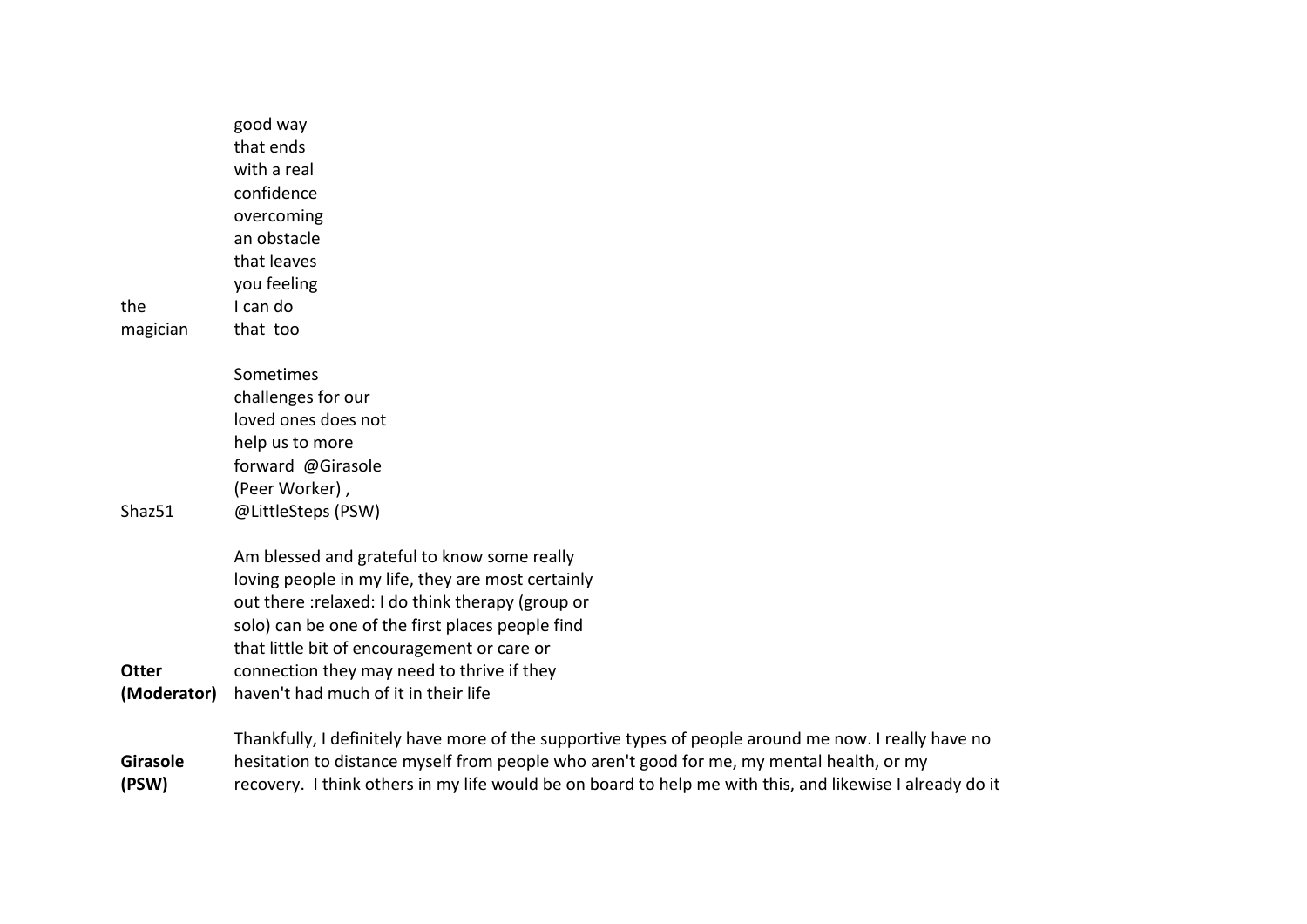| | |
|---|---|
| the magician | good way that ends with a real confidence overcoming an obstacle that leaves you feeling I can do that too |
| Shaz51 | Sometimes challenges for our loved ones does not help us to more forward @Girasole (Peer Worker) , @LittleSteps (PSW) |
| **Otter (Moderator)** | Am blessed and grateful to know some really loving people in my life, they are most certainly out there :relaxed: I do think therapy (group or solo) can be one of the first places people find that little bit of encouragement or care or connection they may need to thrive if they haven't had much of it in their life |
| **Girasole (PSW)** | Thankfully, I definitely have more of the supportive types of people around me now. I really have no hesitation to distance myself from people who aren't good for me, my mental health, or my recovery. I think others in my life would be on board to help me with this, and likewise I already do it |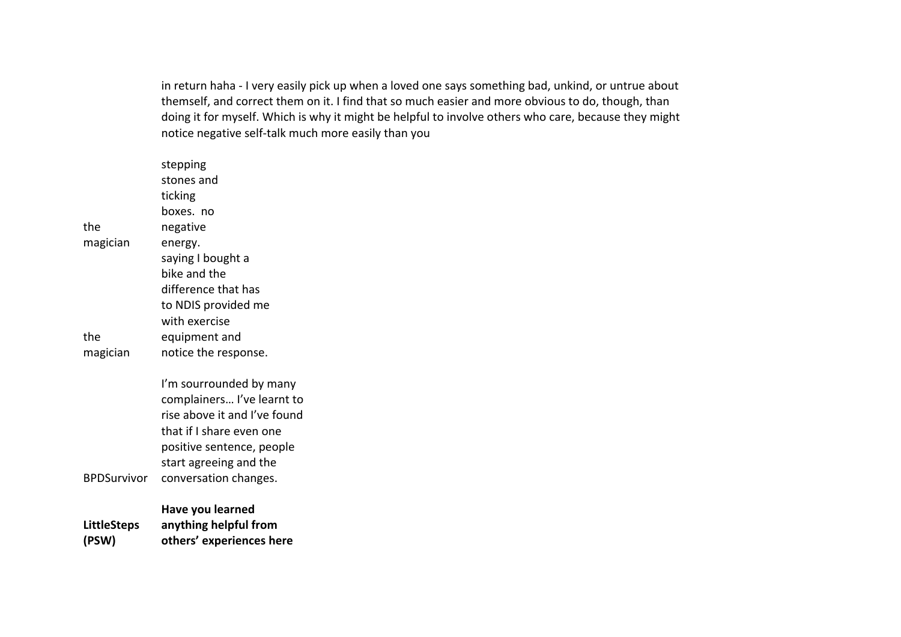| | |
|---|---|
| | in return haha - I very easily pick up when a loved one says something bad, unkind, or untrue about themself, and correct them on it. I find that so much easier and more obvious to do, though, than doing it for myself. Which is why it might be helpful to involve others who care, because they might notice negative self-talk much more easily than you |
| the magician | stepping stones and ticking boxes. no negative energy. |
| the magician | saying I bought a bike and the difference that has to NDIS provided me with exercise equipment and notice the response. |
| BPDSurvivor | I'm sourrounded by many complainers… I've learnt to rise above it and I've found that if I share even one positive sentence, people start agreeing and the conversation changes. |
| **LittleSteps (PSW)** | **Have you learned anything helpful from others' experiences here** |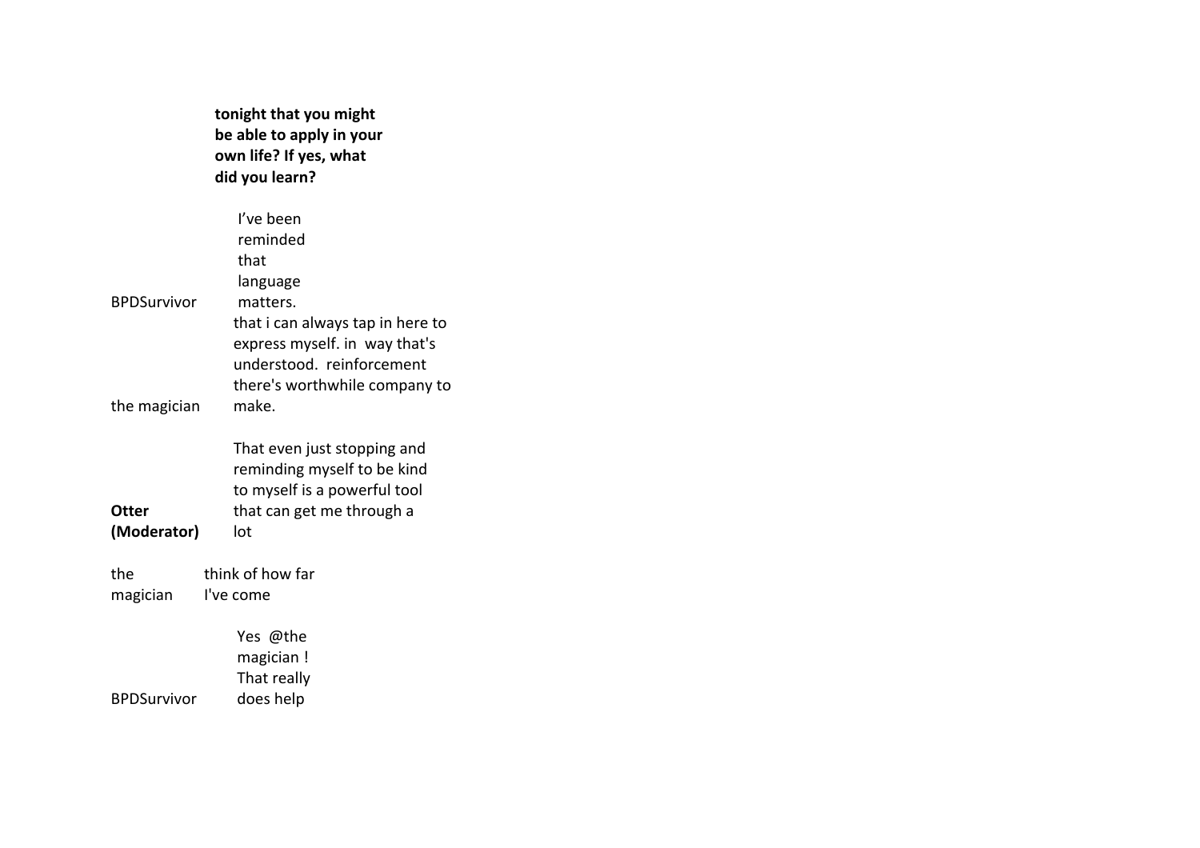**tonight that you might be able to apply in your own life? If yes, what did you learn?**

| | |
|---|---|
| BPDSurvivor | I've been reminded that language matters. |
| the magician | that i can always tap in here to express myself. in  way that's understood.  reinforcement there's worthwhile company to make. |
| **Otter (Moderator)** | That even just stopping and reminding myself to be kind to myself is a powerful tool that can get me through a lot |
| the magician | think of how far I've come |
| BPDSurvivor | Yes  @the magician ! That really does help |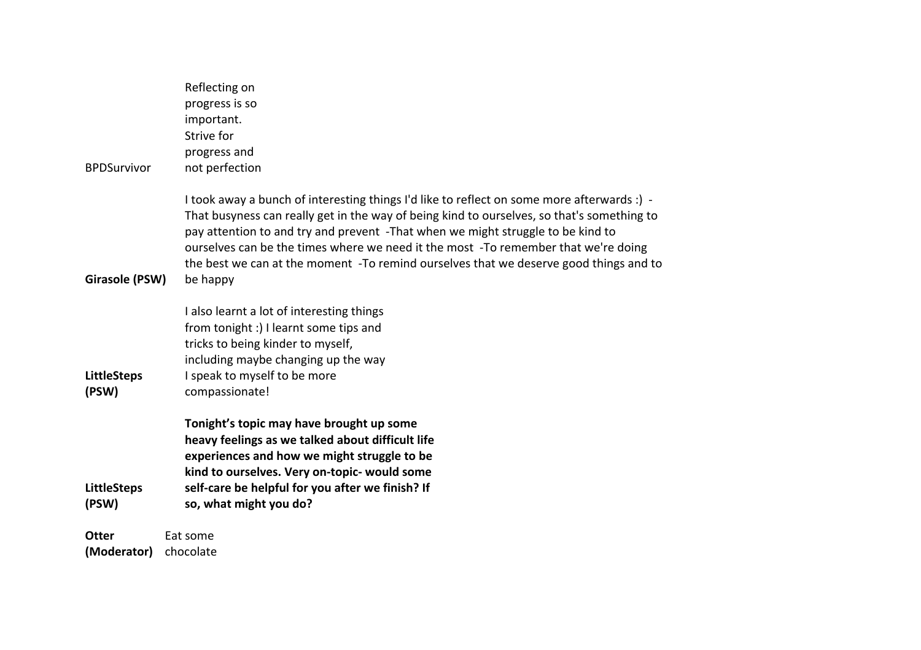| | |
|---|---|
| BPDSurvivor | Reflecting on progress is so important. Strive for progress and not perfection |
| **Girasole (PSW)** | I took away a bunch of interesting things I'd like to reflect on some more afterwards :) -That busyness can really get in the way of being kind to ourselves, so that's something to pay attention to and try and prevent -That when we might struggle to be kind to ourselves can be the times where we need it the most -To remember that we're doing the best we can at the moment -To remind ourselves that we deserve good things and to be happy |
| **LittleSteps (PSW)** | I also learnt a lot of interesting things from tonight :) I learnt some tips and tricks to being kinder to myself, including maybe changing up the way I speak to myself to be more compassionate! |
| **LittleSteps (PSW)** | **Tonight's topic may have brought up some heavy feelings as we talked about difficult life experiences and how we might struggle to be kind to ourselves. Very on-topic- would some self-care be helpful for you after we finish? If so, what might you do?** |
| **Otter (Moderator)** | Eat some chocolate |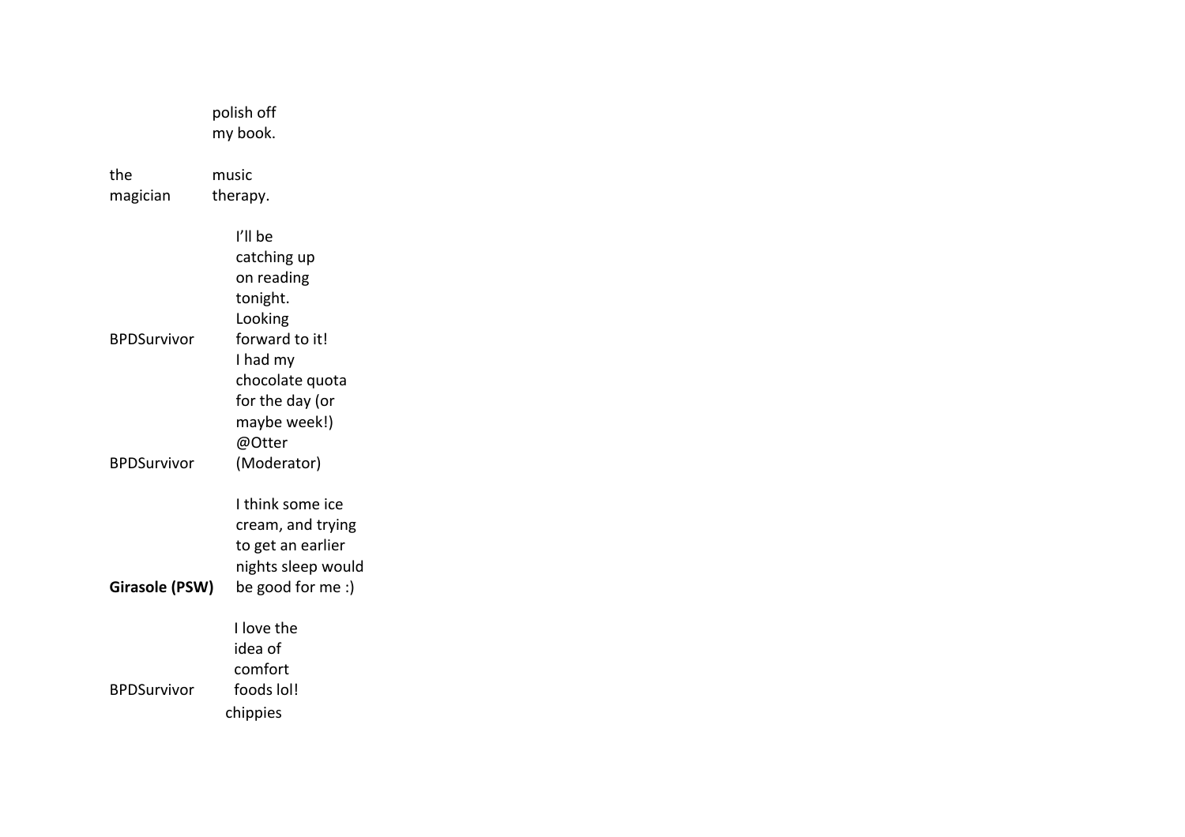| | |
|---|---|
| | polish off my book. |
| the magician | music therapy. |
| BPDSurvivor | I'll be catching up on reading tonight. Looking forward to it! |
| BPDSurvivor | I had my chocolate quota for the day (or maybe week!) @Otter (Moderator) |
| **Girasole (PSW)** | I think some ice cream, and trying to get an earlier nights sleep would be good for me :) |
| BPDSurvivor | I love the idea of comfort foods lol! |
| | chippies |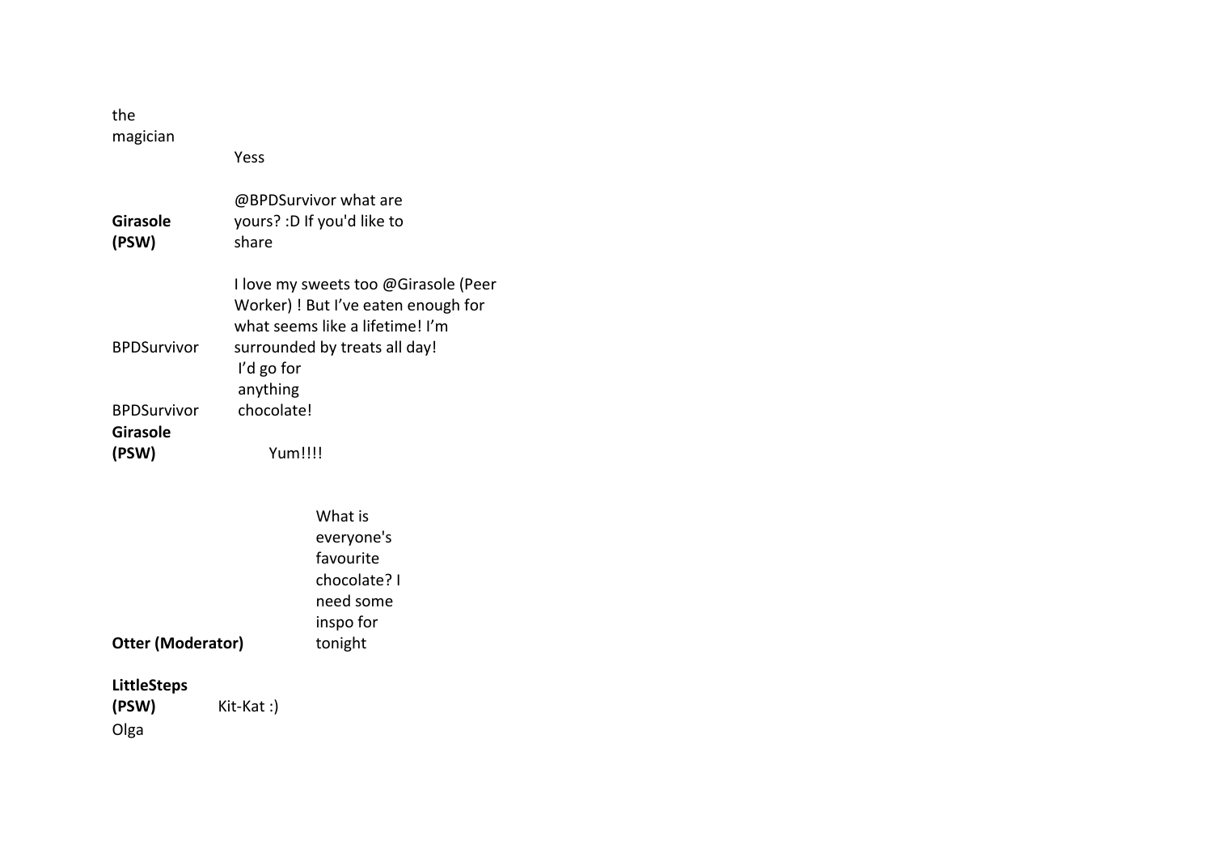| | |
|---|---|
| the magician | Yess |
| **Girasole (PSW)** | @BPDSurvivor what are yours? :D If you'd like to share |
| BPDSurvivor | I love my sweets too @Girasole (Peer Worker) ! But I've eaten enough for what seems like a lifetime! I'm surrounded by treats all day! |
| BPDSurvivor | I'd go for anything chocolate! |
| **Girasole (PSW)** | Yum!!!! |
| **Otter (Moderator)** | What is everyone's favourite chocolate? I need some inspo for tonight |
| **LittleSteps (PSW)** | Kit-Kat :) |
| Olga | |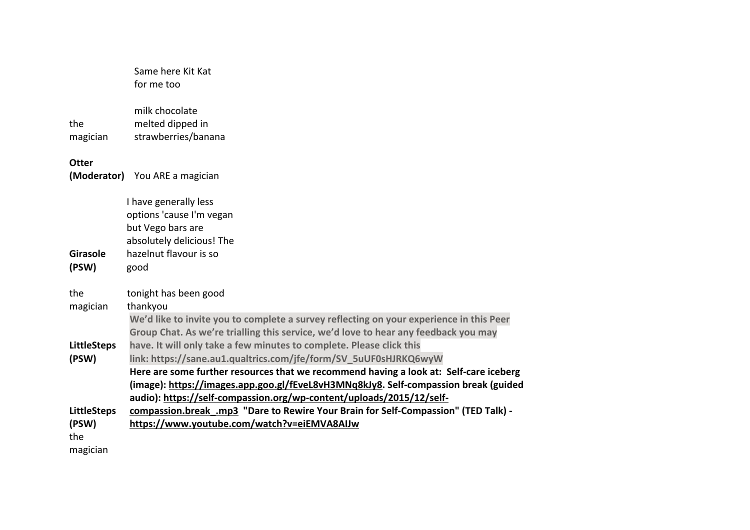| Speaker | Message |
|---|---|
| | Same here Kit Kat for me too |
| the magician | milk chocolate melted dipped in strawberries/banana |
| **Otter (Moderator)** | You ARE a magician |
| **Girasole (PSW)** | I have generally less options 'cause I'm vegan but Vego bars are absolutely delicious! The hazelnut flavour is so good |
| the magician | tonight has been good thankyou |
| **LittleSteps (PSW)** | **We'd like to invite you to complete a survey reflecting on your experience in this Peer Group Chat. As we're trialling this service, we'd love to hear any feedback you may have. It will only take a few minutes to complete. Please click this link: https://sane.au1.qualtrics.com/jfe/form/SV_5uUF0sHJRKQ6wyW** |
| **LittleSteps (PSW)** | **Here are some further resources that we recommend having a look at: Self-care iceberg (image): https://images.app.goo.gl/fEveL8vH3MNq8kJy8. Self-compassion break (guided audio): https://self-compassion.org/wp-content/uploads/2015/12/self-compassion.break_.mp3 "Dare to Rewire Your Brain for Self-Compassion" (TED Talk) - https://www.youtube.com/watch?v=eiEMVA8AIJw** |
| the magician | |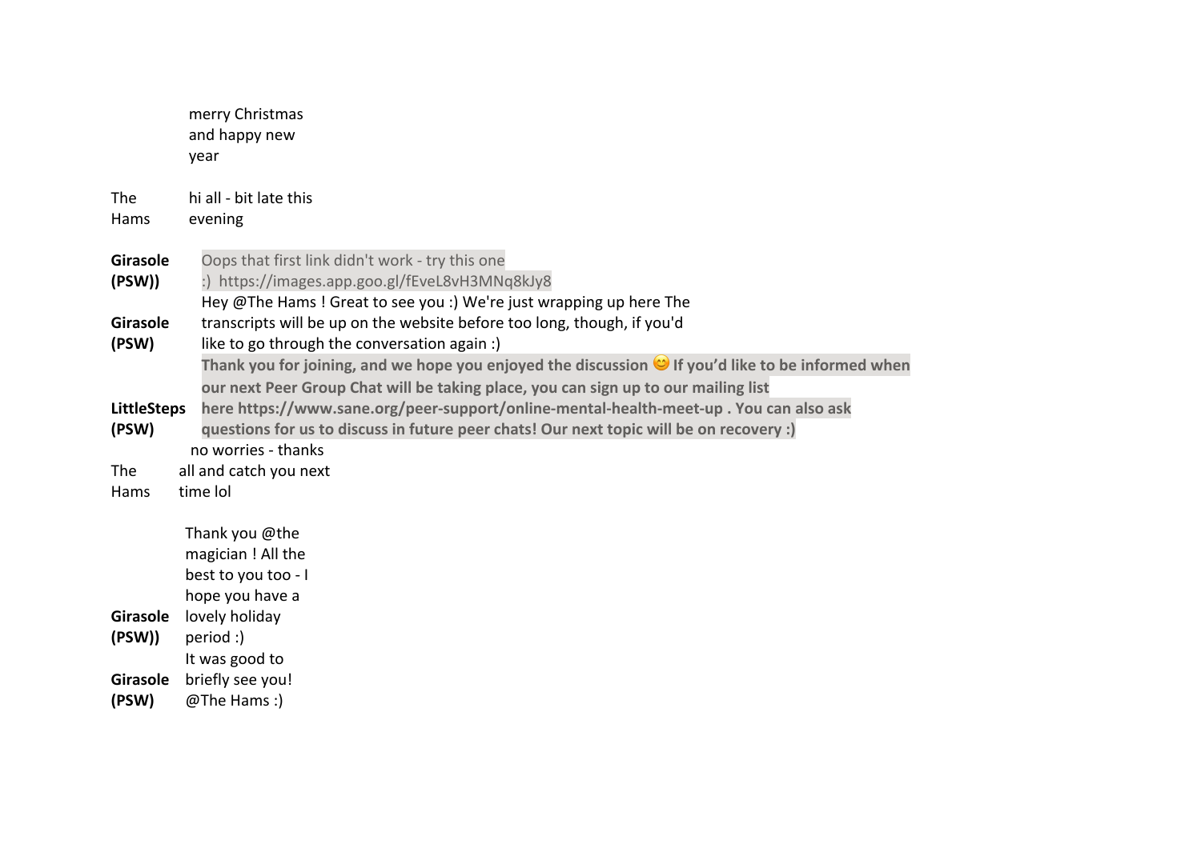| | |
|---|---|
| | merry Christmas and happy new year |
| The Hams | hi all - bit late this evening |
| **Girasole (PSW))** | Oops that first link didn't work - try this one :) https://images.app.goo.gl/fEveL8vH3MNq8kJy8 |
| **Girasole (PSW)** | Hey @The Hams ! Great to see you :) We're just wrapping up here The transcripts will be up on the website before too long, though, if you'd like to go through the conversation again :) |
| **LittleSteps (PSW)** | **Thank you for joining, and we hope you enjoyed the discussion 😊 If you'd like to be informed when our next Peer Group Chat will be taking place, you can sign up to our mailing list here https://www.sane.org/peer-support/online-mental-health-meet-up . You can also ask questions for us to discuss in future peer chats! Our next topic will be on recovery :)** |
| The Hams | no worries - thanks all and catch you next time lol |
| **Girasole (PSW))** | Thank you @the magician ! All the best to you too - I hope you have a lovely holiday period :) |
| **Girasole (PSW)** | It was good to briefly see you! @The Hams :) |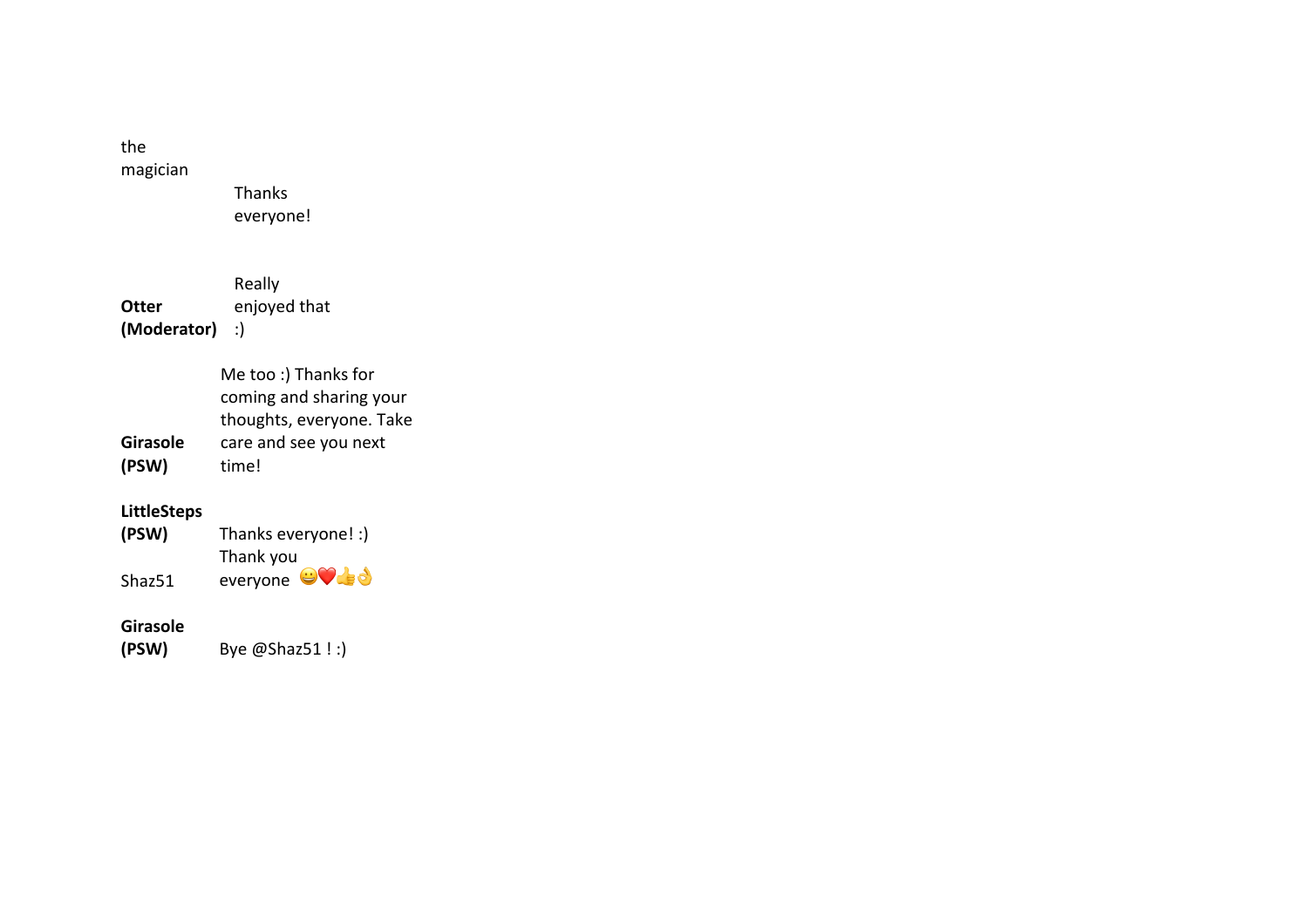| | |
| --- | --- |
| the magician | Thanks everyone! |
| **Otter (Moderator)** | Really enjoyed that :) |
| **Girasole (PSW)** | Me too :) Thanks for coming and sharing your thoughts, everyone. Take care and see you next time! |
| **LittleSteps (PSW)** | Thanks everyone! :) |
| Shaz51 | Thank you everyone 😀❤️👍👌 |
| **Girasole (PSW)** | Bye @Shaz51 ! :) |